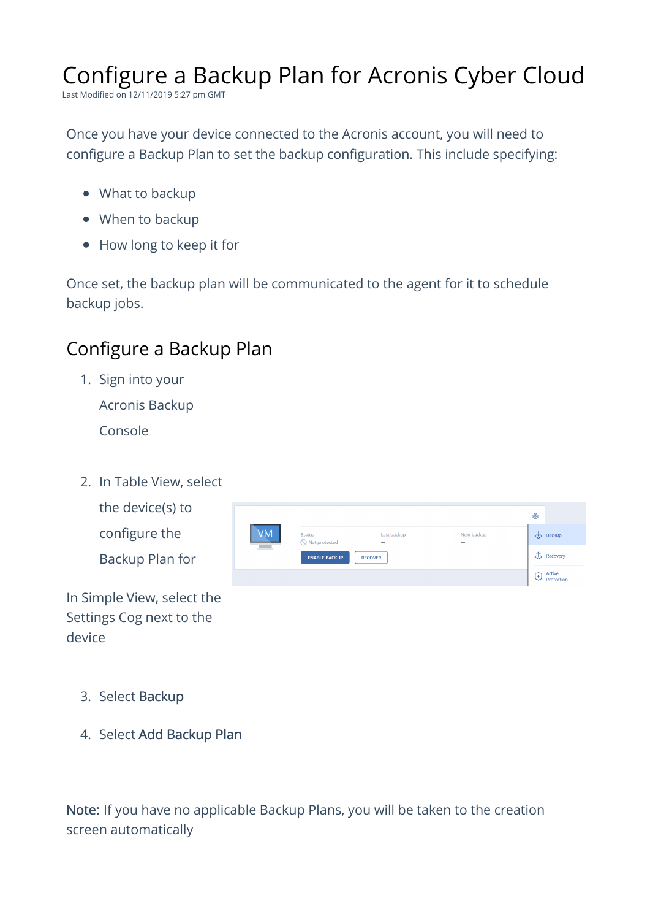# Configure a Backup Plan for Acronis Cyber Cloud

Last Modified on 12/11/2019 5:27 pm GMT

Once you have your device connected to the Acronis account, you will need to configure a Backup Plan to set the backup configuration. This include specifying:

- What to backup
- When to backup
- How long to keep it for

Once set, the backup plan will be communicated to the agent for it to schedule backup jobs.

## Configure a Backup Plan

1. Sign into your Acronis Backup Console
2. In Table View, select the device(s) to configure the Backup Plan for

In Simple View, select the Settings Cog next to the device

3. Select **Backup**
4. Select **Add Backup Plan**

**Note:** If you have no applicable Backup Plans, you will be taken to the creation screen automatically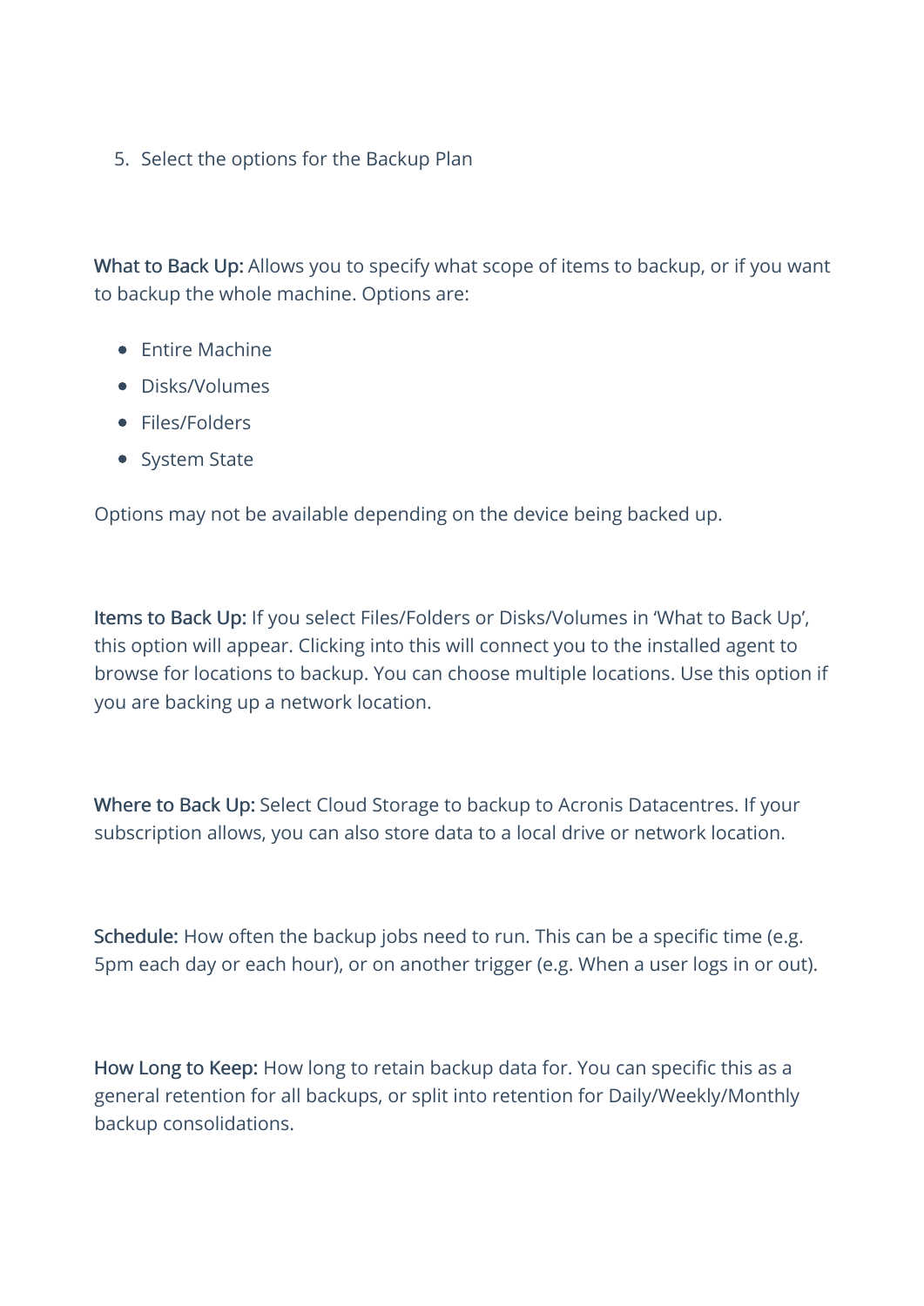5. Select the options for the Backup Plan

**What to Back Up:** Allows you to specify what scope of items to backup, or if you want to backup the whole machine. Options are:

- Entire Machine
- Disks/Volumes
- Files/Folders
- System State

Options may not be available depending on the device being backed up.

**Items to Back Up:** If you select Files/Folders or Disks/Volumes in 'What to Back Up', this option will appear. Clicking into this will connect you to the installed agent to browse for locations to backup. You can choose multiple locations. Use this option if you are backing up a network location.

**Where to Back Up:** Select Cloud Storage to backup to Acronis Datacentres. If your subscription allows, you can also store data to a local drive or network location.

**Schedule:** How often the backup jobs need to run. This can be a specific time (e.g. 5pm each day or each hour), or on another trigger (e.g. When a user logs in or out).

**How Long to Keep:** How long to retain backup data for. You can specific this as a general retention for all backups, or split into retention for Daily/Weekly/Monthly backup consolidations.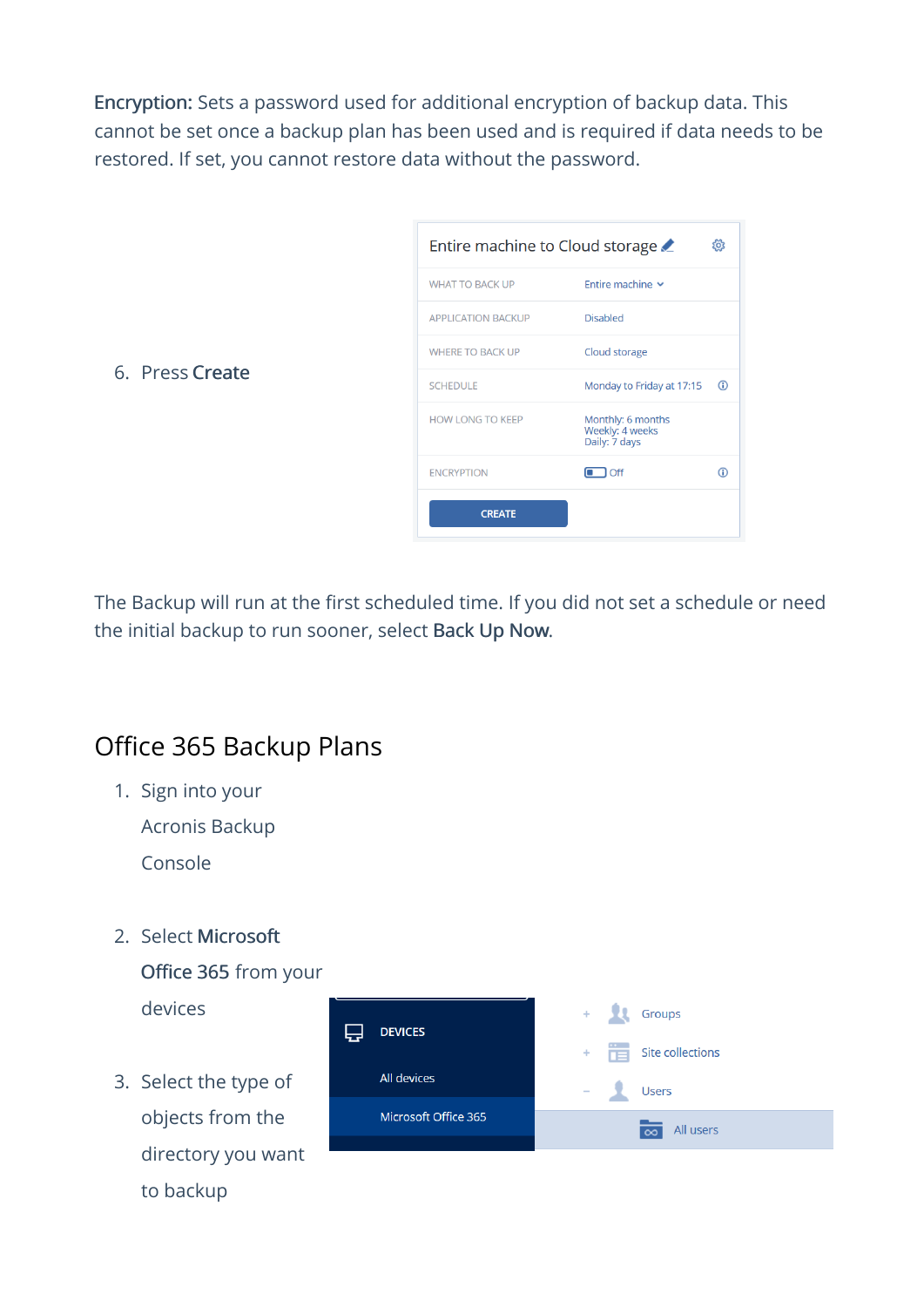**Encryption:** Sets a password used for additional encryption of backup data. This cannot be set once a backup plan has been used and is required if data needs to be restored. If set, you cannot restore data without the password.

6. Press **Create**

The Backup will run at the first scheduled time. If you did not set a schedule or need the initial backup to run sooner, select **Back Up Now**.

## Office 365 Backup Plans

1. Sign into your Acronis Backup Console
2. Select **Microsoft Office 365** from your devices
3. Select the type of objects from the directory you want to backup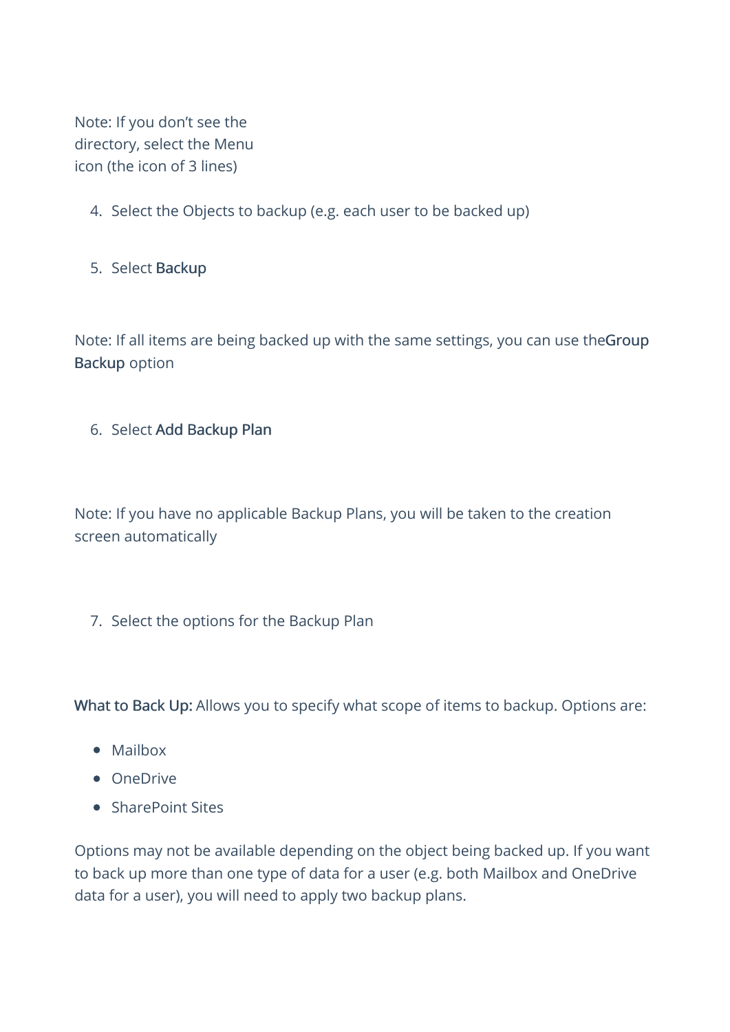Note: If you don't see the directory, select the Menu icon (the icon of 3 lines)

4. Select the Objects to backup (e.g. each user to be backed up)

5. Select **Backup**

Note: If all items are being backed up with the same settings, you can use the**Group Backup** option

6. Select **Add Backup Plan**

Note: If you have no applicable Backup Plans, you will be taken to the creation screen automatically

7. Select the options for the Backup Plan

**What to Back Up:** Allows you to specify what scope of items to backup. Options are:

- Mailbox
- OneDrive
- SharePoint Sites

Options may not be available depending on the object being backed up. If you want to back up more than one type of data for a user (e.g. both Mailbox and OneDrive data for a user), you will need to apply two backup plans.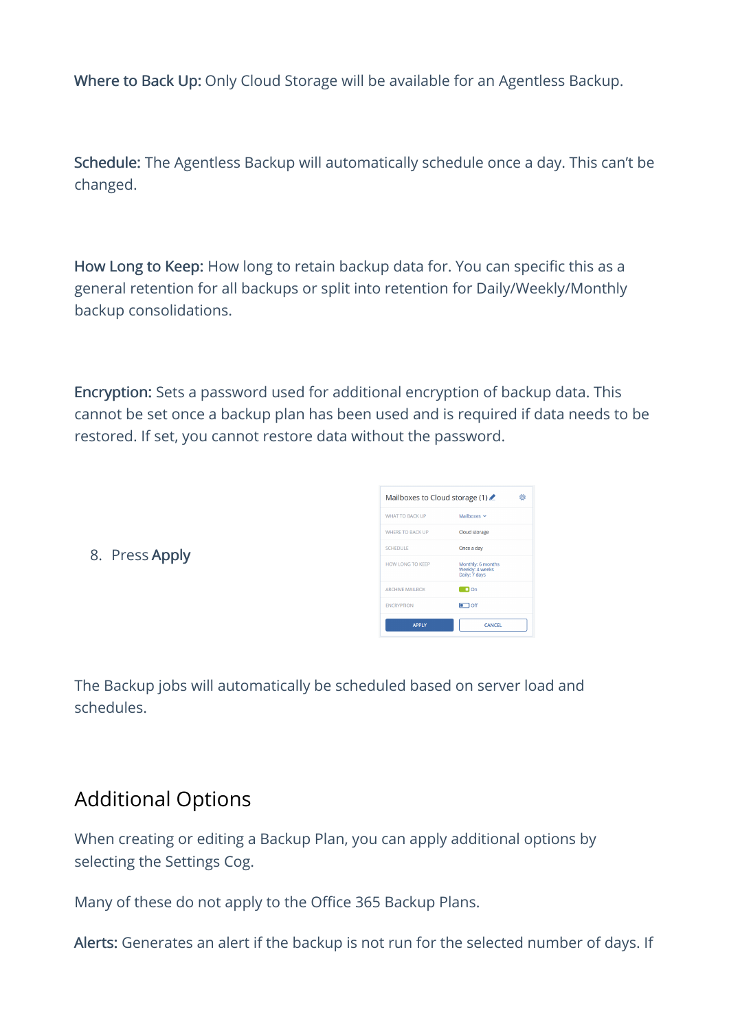**Where to Back Up:** Only Cloud Storage will be available for an Agentless Backup.

**Schedule:** The Agentless Backup will automatically schedule once a day. This can't be changed.

**How Long to Keep:** How long to retain backup data for. You can specific this as a general retention for all backups or split into retention for Daily/Weekly/Monthly backup consolidations.

**Encryption:** Sets a password used for additional encryption of backup data. This cannot be set once a backup plan has been used and is required if data needs to be restored. If set, you cannot restore data without the password.

8. Press **Apply**

The Backup jobs will automatically be scheduled based on server load and schedules.

## Additional Options

When creating or editing a Backup Plan, you can apply additional options by selecting the Settings Cog.

Many of these do not apply to the Office 365 Backup Plans.

**Alerts:** Generates an alert if the backup is not run for the selected number of days. If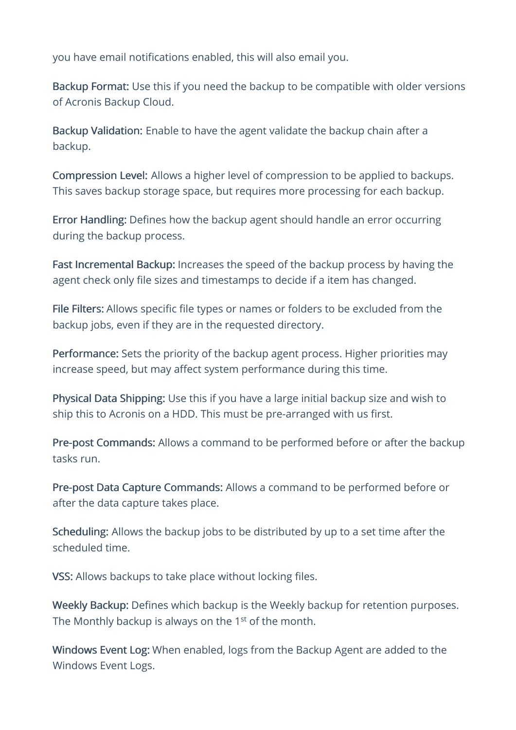you have email notifications enabled, this will also email you.

**Backup Format:** Use this if you need the backup to be compatible with older versions of Acronis Backup Cloud.

**Backup Validation:** Enable to have the agent validate the backup chain after a backup.

**Compression Level:** Allows a higher level of compression to be applied to backups. This saves backup storage space, but requires more processing for each backup.

**Error Handling:** Defines how the backup agent should handle an error occurring during the backup process.

**Fast Incremental Backup:** Increases the speed of the backup process by having the agent check only file sizes and timestamps to decide if a item has changed.

**File Filters:** Allows specific file types or names or folders to be excluded from the backup jobs, even if they are in the requested directory.

**Performance:** Sets the priority of the backup agent process. Higher priorities may increase speed, but may affect system performance during this time.

**Physical Data Shipping:** Use this if you have a large initial backup size and wish to ship this to Acronis on a HDD. This must be pre-arranged with us first.

**Pre-post Commands:** Allows a command to be performed before or after the backup tasks run.

**Pre-post Data Capture Commands:** Allows a command to be performed before or after the data capture takes place.

**Scheduling:** Allows the backup jobs to be distributed by up to a set time after the scheduled time.

**VSS:** Allows backups to take place without locking files.

**Weekly Backup:** Defines which backup is the Weekly backup for retention purposes. The Monthly backup is always on the 1st of the month.

**Windows Event Log:** When enabled, logs from the Backup Agent are added to the Windows Event Logs.